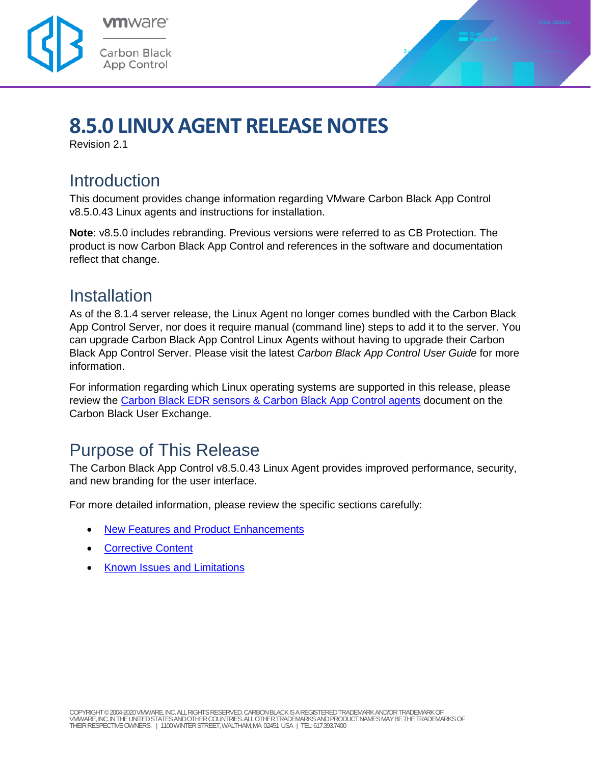# 8.5.0 LINUX AGENT RELEASE NOTES

Revision 2.1

## Introduction

This document provides change information regarding VMware Carbon Black App Control v8.5.0.43 Linux agents and instructions for installation.

**Note**: v8.5.0 includes rebranding. Previous versions were referred to as CB Protection. The product is now Carbon Black App Control and references in the software and documentation reflect that change.

## Installation

As of the 8.1.4 server release, the Linux Agent no longer comes bundled with the Carbon Black App Control Server, nor does it require manual (command line) steps to add it to the server. You can upgrade Carbon Black App Control Linux Agents without having to upgrade their Carbon Black App Control Server. Please visit the latest *Carbon Black App Control User Guide* for more information.

For information regarding which Linux operating systems are supported in this release, please review the [Carbon Black EDR sensors & Carbon Black App Control agents]() document on the Carbon Black User Exchange.

## Purpose of This Release

The Carbon Black App Control v8.5.0.43 Linux Agent provides improved performance, security, and new branding for the user interface.

For more detailed information, please review the specific sections carefully:

- [New Features and Product Enhancements]()
- [Corrective Content]()
- [Known Issues and Limitations]()

COPYRIGHT © 2004-2020 VMWARE, INC. ALL RIGHTS RESERVED. CARBON BLACK IS A REGISTERED TRADEMARK AND/OR TRADEMARK OF VMWARE, INC. IN THE UNITED STATES AND OTHER COUNTRIES. ALL OTHER TRADEMARKS AND PRODUCT NAMES MAY BE THE TRADEMARKS OF THEIR RESPECTIVE OWNERS. | 1100 WINTER STREET, WALTHAM, MA 02451 USA | TEL: 617.393.7400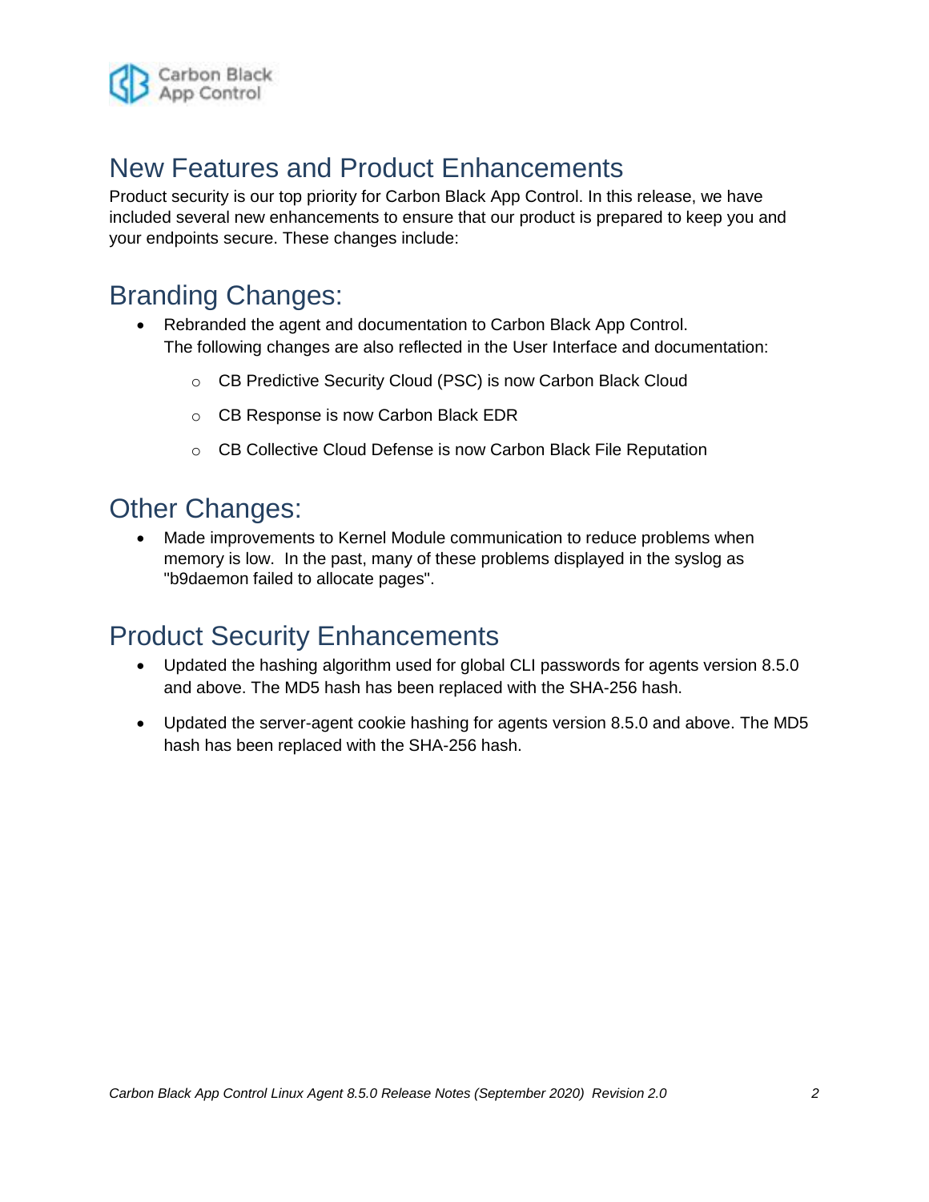# New Features and Product Enhancements

Product security is our top priority for Carbon Black App Control. In this release, we have included several new enhancements to ensure that our product is prepared to keep you and your endpoints secure. These changes include:

## Branding Changes:

- Rebranded the agent and documentation to Carbon Black App Control.
  The following changes are also reflected in the User Interface and documentation:
  - CB Predictive Security Cloud (PSC) is now Carbon Black Cloud
  - CB Response is now Carbon Black EDR
  - CB Collective Cloud Defense is now Carbon Black File Reputation

## Other Changes:

- Made improvements to Kernel Module communication to reduce problems when memory is low. In the past, many of these problems displayed in the syslog as "b9daemon failed to allocate pages".

## Product Security Enhancements

- Updated the hashing algorithm used for global CLI passwords for agents version 8.5.0 and above. The MD5 hash has been replaced with the SHA-256 hash.
- Updated the server-agent cookie hashing for agents version 8.5.0 and above. The MD5 hash has been replaced with the SHA-256 hash.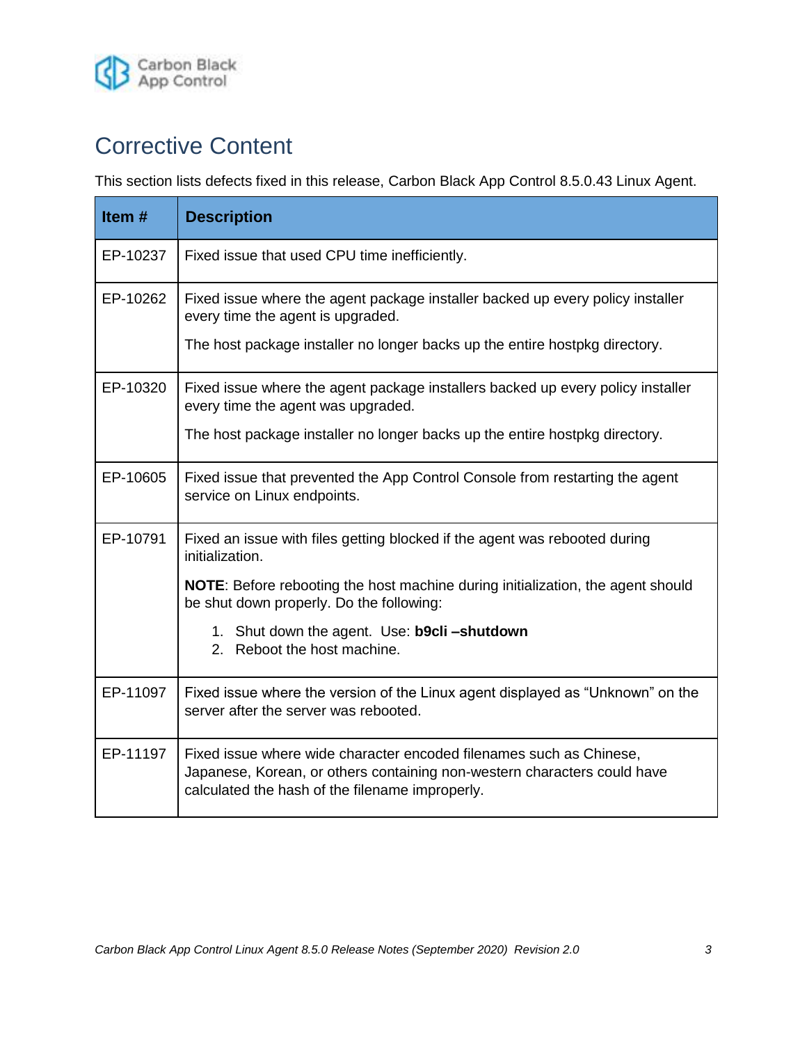# Corrective Content

This section lists defects fixed in this release, Carbon Black App Control 8.5.0.43 Linux Agent.

| Item # | Description |
|---|---|
| EP-10237 | Fixed issue that used CPU time inefficiently. |
| EP-10262 | Fixed issue where the agent package installer backed up every policy installer every time the agent is upgraded.<br><br>The host package installer no longer backs up the entire hostpkg directory. |
| EP-10320 | Fixed issue where the agent package installers backed up every policy installer every time the agent was upgraded.<br><br>The host package installer no longer backs up the entire hostpkg directory. |
| EP-10605 | Fixed issue that prevented the App Control Console from restarting the agent service on Linux endpoints. |
| EP-10791 | Fixed an issue with files getting blocked if the agent was rebooted during initialization.<br><br>**NOTE**: Before rebooting the host machine during initialization, the agent should be shut down properly. Do the following:<br><br>1. Shut down the agent. Use: **b9cli –shutdown**<br>2. Reboot the host machine. |
| EP-11097 | Fixed issue where the version of the Linux agent displayed as “Unknown” on the server after the server was rebooted. |
| EP-11197 | Fixed issue where wide character encoded filenames such as Chinese, Japanese, Korean, or others containing non-western characters could have calculated the hash of the filename improperly. |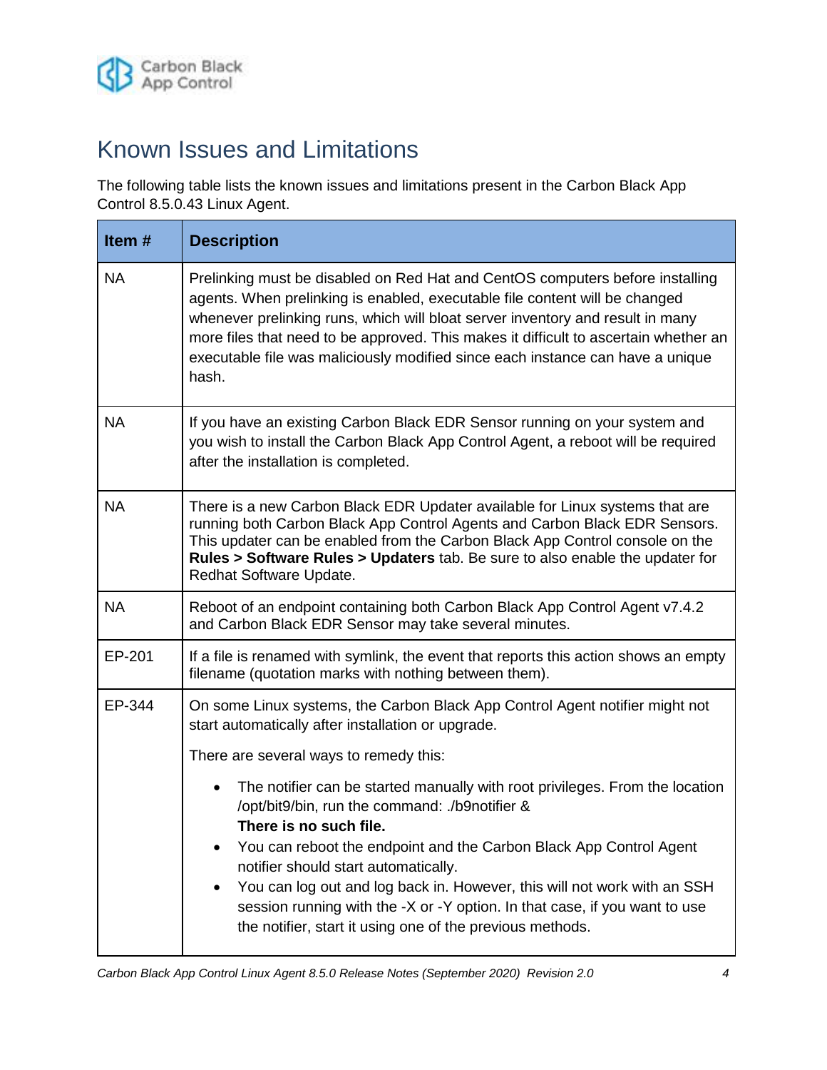# Known Issues and Limitations

The following table lists the known issues and limitations present in the Carbon Black App Control 8.5.0.43 Linux Agent.

| Item # | Description |
| --- | --- |
| NA | Prelinking must be disabled on Red Hat and CentOS computers before installing agents. When prelinking is enabled, executable file content will be changed whenever prelinking runs, which will bloat server inventory and result in many more files that need to be approved. This makes it difficult to ascertain whether an executable file was maliciously modified since each instance can have a unique hash. |
| NA | If you have an existing Carbon Black EDR Sensor running on your system and you wish to install the Carbon Black App Control Agent, a reboot will be required after the installation is completed. |
| NA | There is a new Carbon Black EDR Updater available for Linux systems that are running both Carbon Black App Control Agents and Carbon Black EDR Sensors. This updater can be enabled from the Carbon Black App Control console on the **Rules > Software Rules > Updaters** tab. Be sure to also enable the updater for Redhat Software Update. |
| NA | Reboot of an endpoint containing both Carbon Black App Control Agent v7.4.2 and Carbon Black EDR Sensor may take several minutes. |
| EP-201 | If a file is renamed with symlink, the event that reports this action shows an empty filename (quotation marks with nothing between them). |
| EP-344 | On some Linux systems, the Carbon Black App Control Agent notifier might not start automatically after installation or upgrade.<br><br>There are several ways to remedy this:<br><br>• The notifier can be started manually with root privileges. From the location /opt/bit9/bin, run the command: ./b9notifier & **There is no such file.**<br>• You can reboot the endpoint and the Carbon Black App Control Agent notifier should start automatically.<br>• You can log out and log back in. However, this will not work with an SSH session running with the -X or -Y option. In that case, if you want to use the notifier, start it using one of the previous methods. |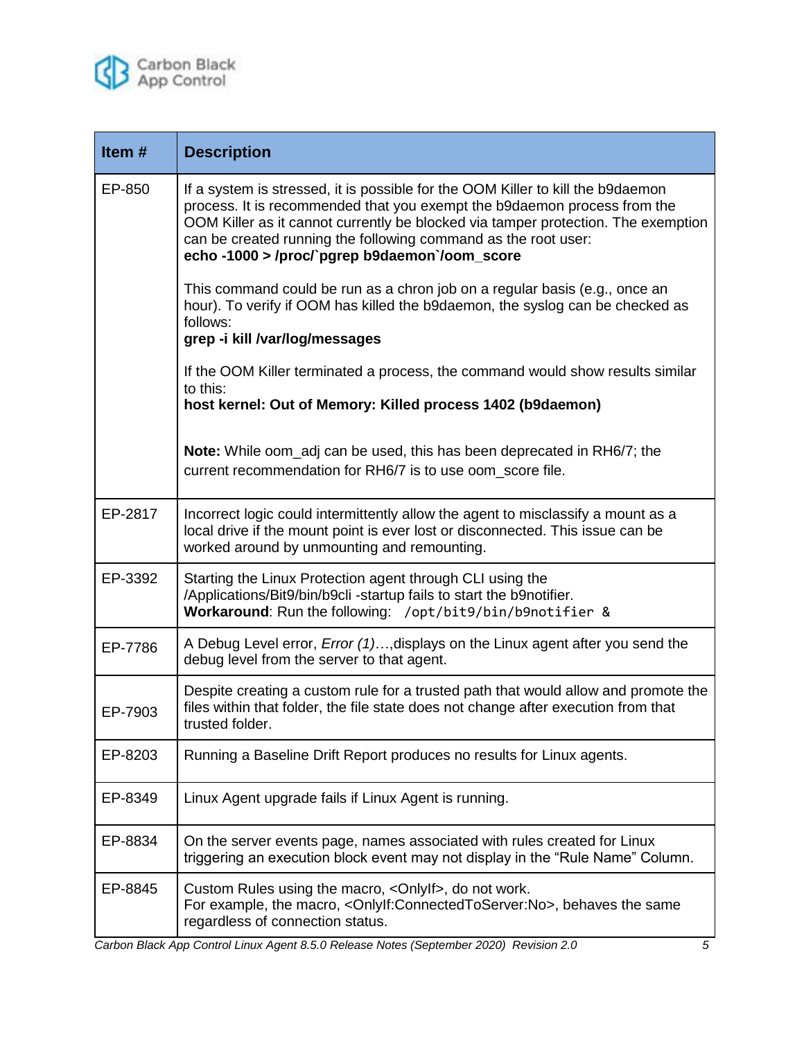| Item # | Description |
|---|---|
| EP-850 | If a system is stressed, it is possible for the OOM Killer to kill the b9daemon process. It is recommended that you exempt the b9daemon process from the OOM Killer as it cannot currently be blocked via tamper protection. The exemption can be created running the following command as the root user:<br>**echo -1000 > /proc/`pgrep b9daemon`/oom_score**<br><br>This command could be run as a chron job on a regular basis (e.g., once an hour). To verify if OOM has killed the b9daemon, the syslog can be checked as follows:<br>**grep -i kill /var/log/messages**<br><br>If the OOM Killer terminated a process, the command would show results similar to this:<br>**host kernel: Out of Memory: Killed process 1402 (b9daemon)**<br><br>**Note:** While oom_adj can be used, this has been deprecated in RH6/7; the current recommendation for RH6/7 is to use oom_score file. |
| EP-2817 | Incorrect logic could intermittently allow the agent to misclassify a mount as a local drive if the mount point is ever lost or disconnected. This issue can be worked around by unmounting and remounting. |
| EP-3392 | Starting the Linux Protection agent through CLI using the /Applications/Bit9/bin/b9cli -startup fails to start the b9notifier.<br>**Workaround**: Run the following: `/opt/bit9/bin/b9notifier &` |
| EP-7786 | A Debug Level error, *Error (1)*…,displays on the Linux agent after you send the debug level from the server to that agent. |
| EP-7903 | Despite creating a custom rule for a trusted path that would allow and promote the files within that folder, the file state does not change after execution from that trusted folder. |
| EP-8203 | Running a Baseline Drift Report produces no results for Linux agents. |
| EP-8349 | Linux Agent upgrade fails if Linux Agent is running. |
| EP-8834 | On the server events page, names associated with rules created for Linux triggering an execution block event may not display in the “Rule Name” Column. |
| EP-8845 | Custom Rules using the macro, <OnlyIf>, do not work.<br>For example, the macro, <OnlyIf:ConnectedToServer:No>, behaves the same regardless of connection status. |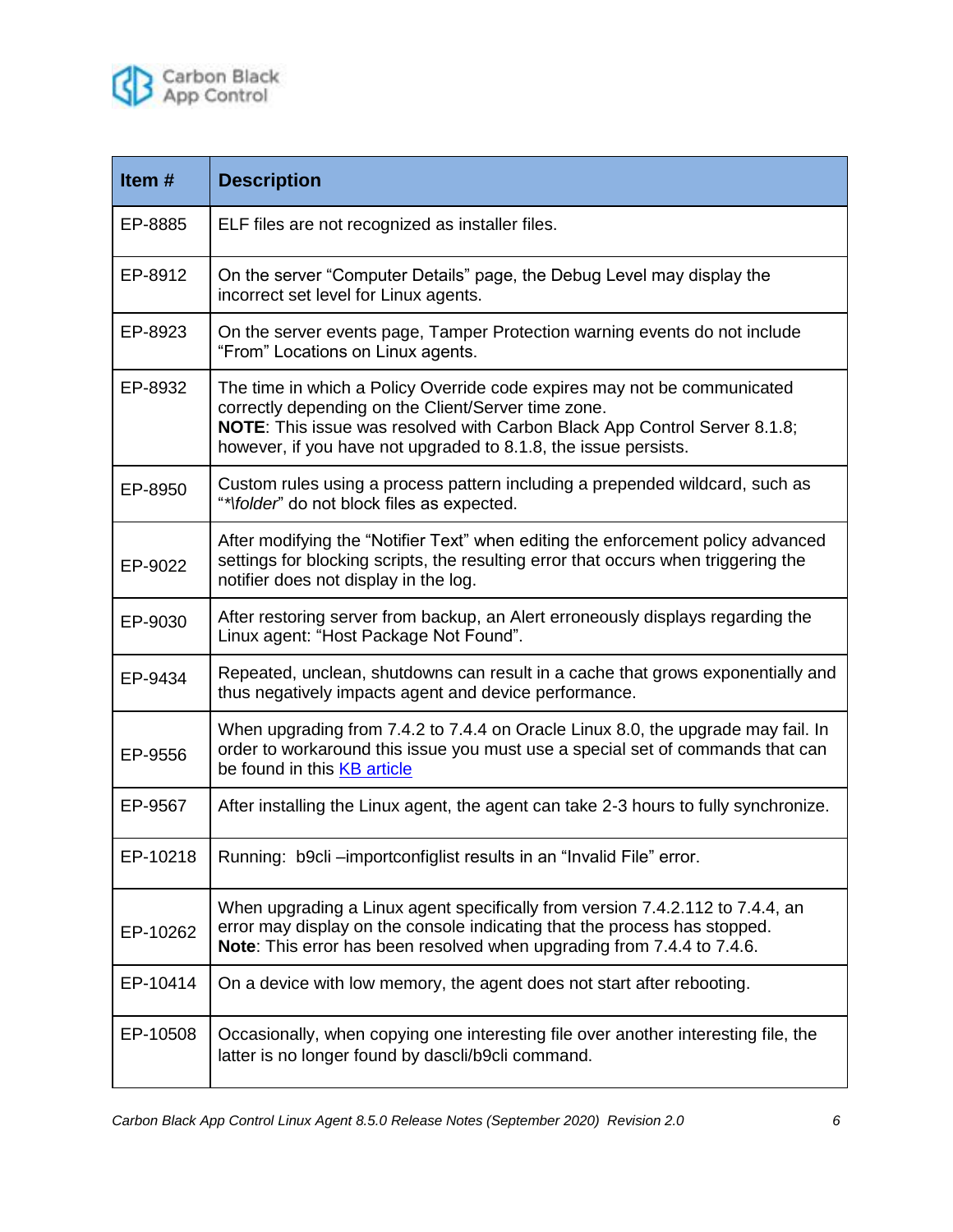| Item # | Description |
| --- | --- |
| EP-8885 | ELF files are not recognized as installer files. |
| EP-8912 | On the server “Computer Details” page, the Debug Level may display the incorrect set level for Linux agents. |
| EP-8923 | On the server events page, Tamper Protection warning events do not include “From” Locations on Linux agents. |
| EP-8932 | The time in which a Policy Override code expires may not be communicated correctly depending on the Client/Server time zone. **NOTE**: This issue was resolved with Carbon Black App Control Server 8.1.8; however, if you have not upgraded to 8.1.8, the issue persists. |
| EP-8950 | Custom rules using a process pattern including a prepended wildcard, such as “*\folder” do not block files as expected. |
| EP-9022 | After modifying the “Notifier Text” when editing the enforcement policy advanced settings for blocking scripts, the resulting error that occurs when triggering the notifier does not display in the log. |
| EP-9030 | After restoring server from backup, an Alert erroneously displays regarding the Linux agent: “Host Package Not Found”. |
| EP-9434 | Repeated, unclean, shutdowns can result in a cache that grows exponentially and thus negatively impacts agent and device performance. |
| EP-9556 | When upgrading from 7.4.2 to 7.4.4 on Oracle Linux 8.0, the upgrade may fail. In order to workaround this issue you must use a special set of commands that can be found in this KB article |
| EP-9567 | After installing the Linux agent, the agent can take 2-3 hours to fully synchronize. |
| EP-10218 | Running: b9cli –importconfiglist results in an “Invalid File” error. |
| EP-10262 | When upgrading a Linux agent specifically from version 7.4.2.112 to 7.4.4, an error may display on the console indicating that the process has stopped. **Note**: This error has been resolved when upgrading from 7.4.4 to 7.4.6. |
| EP-10414 | On a device with low memory, the agent does not start after rebooting. |
| EP-10508 | Occasionally, when copying one interesting file over another interesting file, the latter is no longer found by dascli/b9cli command. |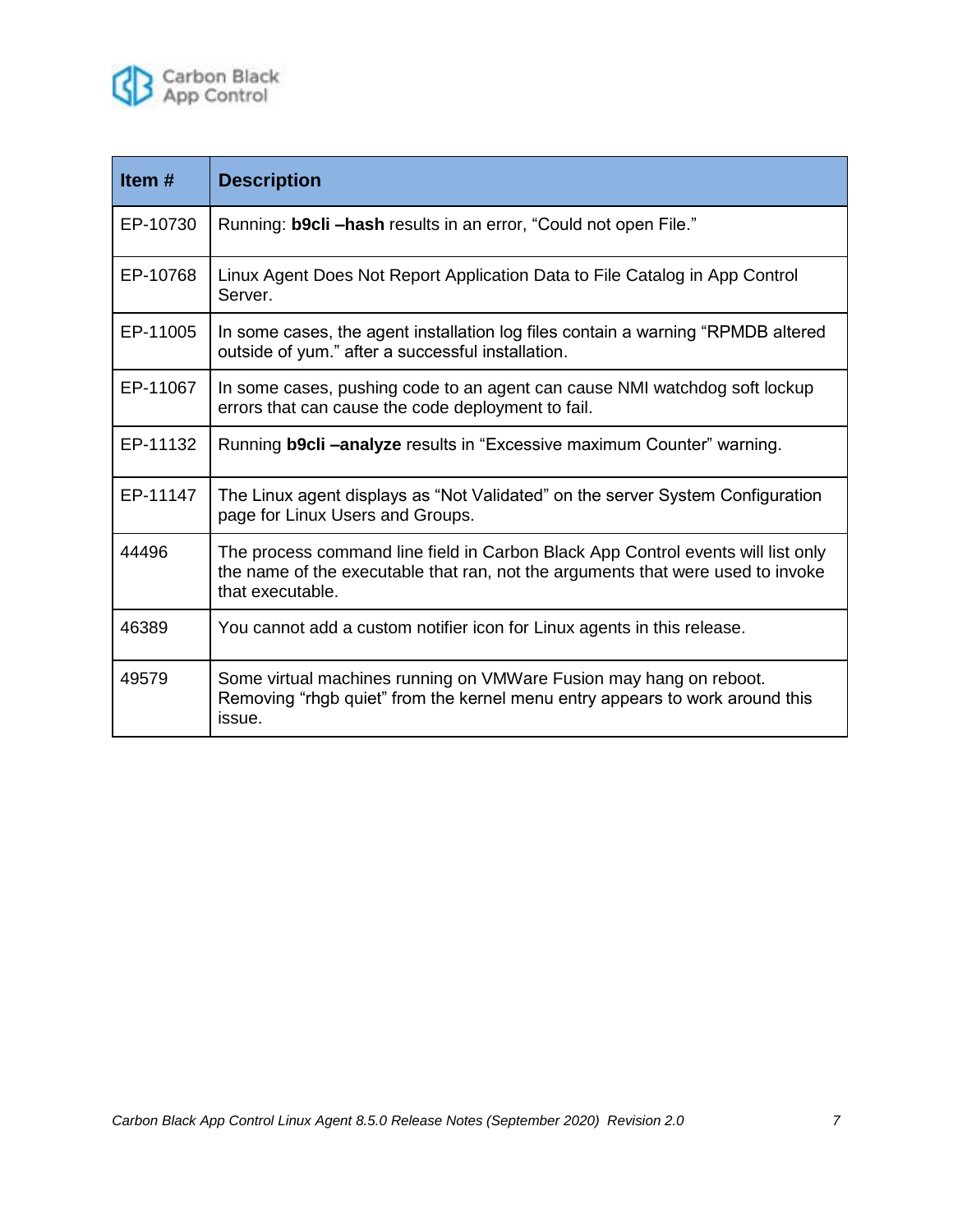| Item # | Description |
| --- | --- |
| EP-10730 | Running: **b9cli –hash** results in an error, “Could not open File.” |
| EP-10768 | Linux Agent Does Not Report Application Data to File Catalog in App Control Server. |
| EP-11005 | In some cases, the agent installation log files contain a warning “RPMDB altered outside of yum.” after a successful installation. |
| EP-11067 | In some cases, pushing code to an agent can cause NMI watchdog soft lockup errors that can cause the code deployment to fail. |
| EP-11132 | Running **b9cli –analyze** results in “Excessive maximum Counter” warning. |
| EP-11147 | The Linux agent displays as “Not Validated” on the server System Configuration page for Linux Users and Groups. |
| 44496 | The process command line field in Carbon Black App Control events will list only the name of the executable that ran, not the arguments that were used to invoke that executable. |
| 46389 | You cannot add a custom notifier icon for Linux agents in this release. |
| 49579 | Some virtual machines running on VMWare Fusion may hang on reboot. Removing “rhgb quiet” from the kernel menu entry appears to work around this issue. |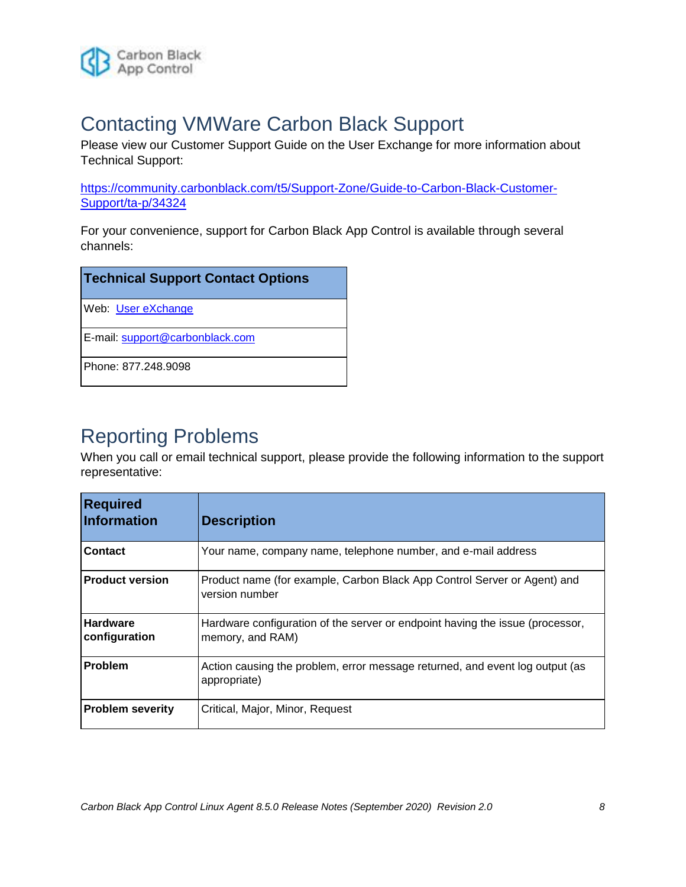## Contacting VMWare Carbon Black Support

Please view our Customer Support Guide on the User Exchange for more information about Technical Support:

https://community.carbonblack.com/t5/Support-Zone/Guide-to-Carbon-Black-Customer-Support/ta-p/34324

For your convenience, support for Carbon Black App Control is available through several channels:

| Technical Support Contact Options |
|---|
| Web: User eXchange |
| E-mail: support@carbonblack.com |
| Phone: 877.248.9098 |

## Reporting Problems

When you call or email technical support, please provide the following information to the support representative:

| Required Information | Description |
|---|---|
| **Contact** | Your name, company name, telephone number, and e-mail address |
| **Product version** | Product name (for example, Carbon Black App Control Server or Agent) and version number |
| **Hardware configuration** | Hardware configuration of the server or endpoint having the issue (processor, memory, and RAM) |
| **Problem** | Action causing the problem, error message returned, and event log output (as appropriate) |
| **Problem severity** | Critical, Major, Minor, Request |